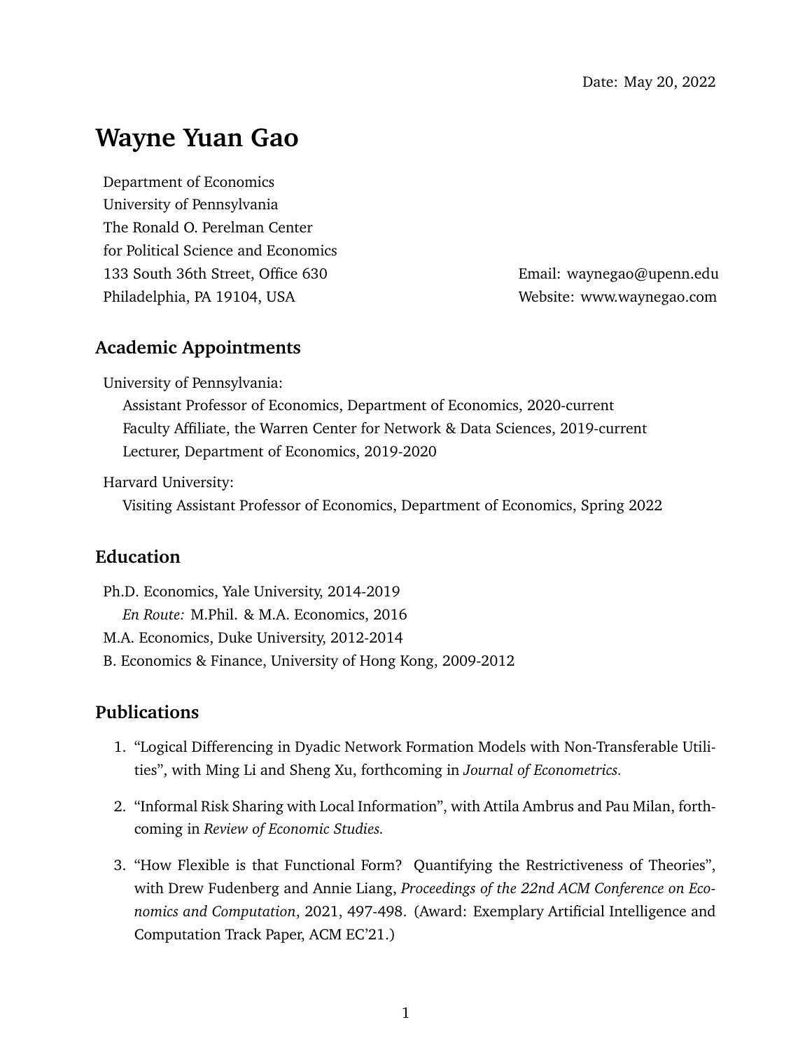Date: May 20, 2022

# Wayne Yuan Gao

Department of Economics
University of Pennsylvania
The Ronald O. Perelman Center
for Political Science and Economics
133 South 36th Street, Office 630
Philadelphia, PA 19104, USA

Email: waynegao@upenn.edu
Website: www.waynegao.com

## Academic Appointments

University of Pennsylvania:

- Assistant Professor of Economics, Department of Economics, 2020-current
- Faculty Affiliate, the Warren Center for Network & Data Sciences, 2019-current
- Lecturer, Department of Economics, 2019-2020

Harvard University:

- Visiting Assistant Professor of Economics, Department of Economics, Spring 2022

## Education

Ph.D. Economics, Yale University, 2014-2019
*En Route:* M.Phil. & M.A. Economics, 2016
M.A. Economics, Duke University, 2012-2014
B. Economics & Finance, University of Hong Kong, 2009-2012

## Publications

1. "Logical Differencing in Dyadic Network Formation Models with Non-Transferable Utilities", with Ming Li and Sheng Xu, forthcoming in *Journal of Econometrics.*
2. "Informal Risk Sharing with Local Information", with Attila Ambrus and Pau Milan, forthcoming in *Review of Economic Studies.*
3. "How Flexible is that Functional Form? Quantifying the Restrictiveness of Theories", with Drew Fudenberg and Annie Liang, *Proceedings of the 22nd ACM Conference on Economics and Computation*, 2021, 497-498. (Award: Exemplary Artificial Intelligence and Computation Track Paper, ACM EC'21.)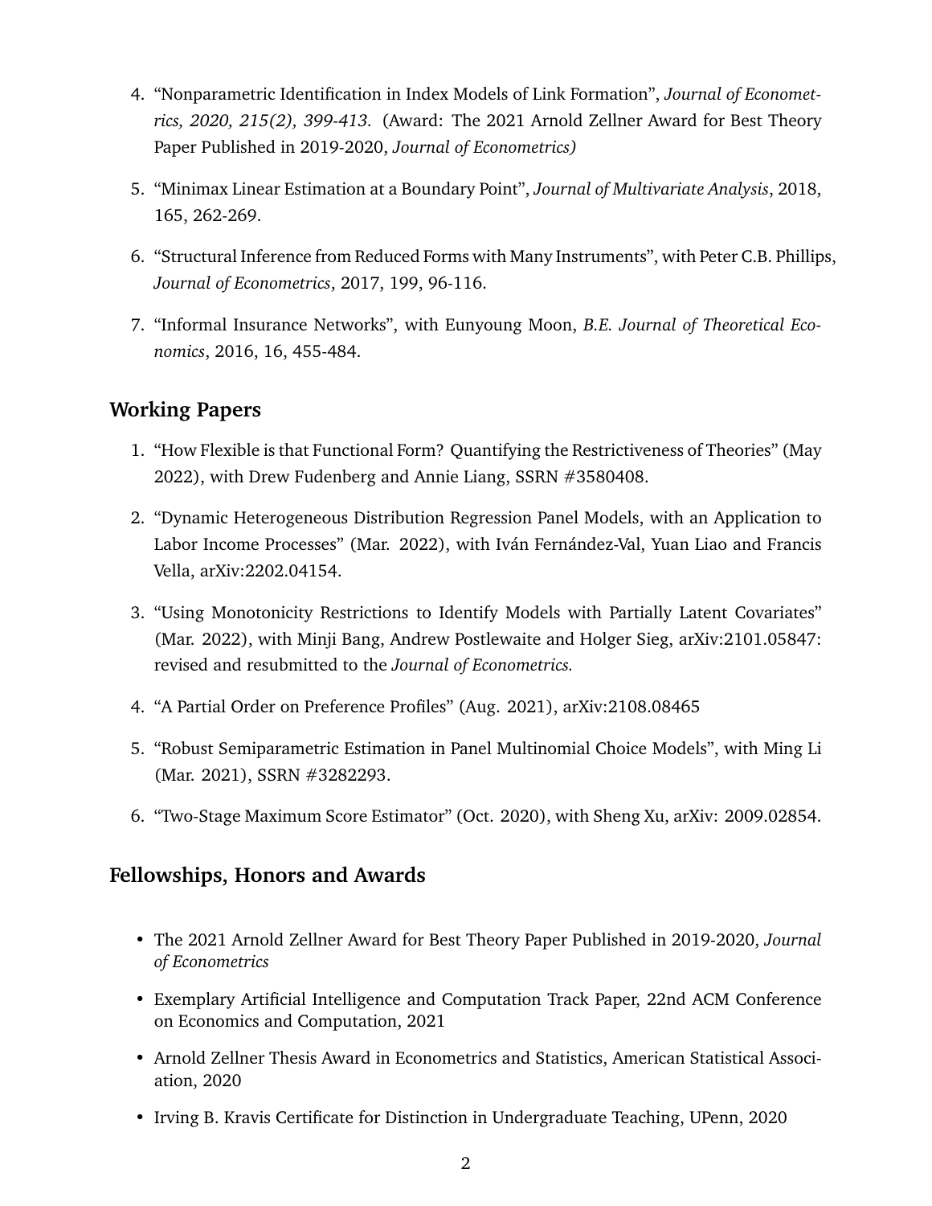4. “Nonparametric Identification in Index Models of Link Formation”, *Journal of Econometrics, 2020, 215(2), 399-413.* (Award: The 2021 Arnold Zellner Award for Best Theory Paper Published in 2019-2020, *Journal of Econometrics)*

5. “Minimax Linear Estimation at a Boundary Point”, *Journal of Multivariate Analysis*, 2018, 165, 262-269.

6. “Structural Inference from Reduced Forms with Many Instruments”, with Peter C.B. Phillips, *Journal of Econometrics*, 2017, 199, 96-116.

7. “Informal Insurance Networks”, with Eunyoung Moon, *B.E. Journal of Theoretical Economics*, 2016, 16, 455-484.

## Working Papers

1. “How Flexible is that Functional Form? Quantifying the Restrictiveness of Theories” (May 2022), with Drew Fudenberg and Annie Liang, SSRN #3580408.

2. “Dynamic Heterogeneous Distribution Regression Panel Models, with an Application to Labor Income Processes” (Mar. 2022), with Iván Fernández-Val, Yuan Liao and Francis Vella, arXiv:2202.04154.

3. “Using Monotonicity Restrictions to Identify Models with Partially Latent Covariates” (Mar. 2022), with Minji Bang, Andrew Postlewaite and Holger Sieg, arXiv:2101.05847: revised and resubmitted to the *Journal of Econometrics.*

4. “A Partial Order on Preference Profiles” (Aug. 2021), arXiv:2108.08465

5. “Robust Semiparametric Estimation in Panel Multinomial Choice Models”, with Ming Li (Mar. 2021), SSRN #3282293.

6. “Two-Stage Maximum Score Estimator” (Oct. 2020), with Sheng Xu, arXiv: 2009.02854.

## Fellowships, Honors and Awards

- The 2021 Arnold Zellner Award for Best Theory Paper Published in 2019-2020, *Journal of Econometrics*
- Exemplary Artificial Intelligence and Computation Track Paper, 22nd ACM Conference on Economics and Computation, 2021
- Arnold Zellner Thesis Award in Econometrics and Statistics, American Statistical Association, 2020
- Irving B. Kravis Certificate for Distinction in Undergraduate Teaching, UPenn, 2020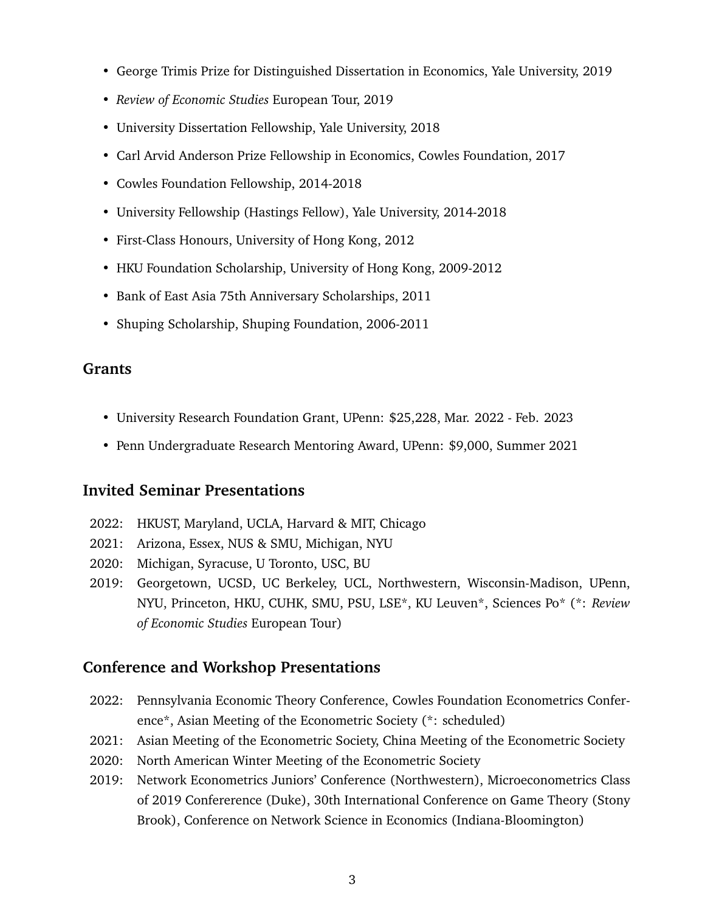- George Trimis Prize for Distinguished Dissertation in Economics, Yale University, 2019
- *Review of Economic Studies* European Tour, 2019
- University Dissertation Fellowship, Yale University, 2018
- Carl Arvid Anderson Prize Fellowship in Economics, Cowles Foundation, 2017
- Cowles Foundation Fellowship, 2014-2018
- University Fellowship (Hastings Fellow), Yale University, 2014-2018
- First-Class Honours, University of Hong Kong, 2012
- HKU Foundation Scholarship, University of Hong Kong, 2009-2012
- Bank of East Asia 75th Anniversary Scholarships, 2011
- Shuping Scholarship, Shuping Foundation, 2006-2011

## Grants

- University Research Foundation Grant, UPenn: $25,228, Mar. 2022 - Feb. 2023
- Penn Undergraduate Research Mentoring Award, UPenn: $9,000, Summer 2021

## Invited Seminar Presentations

2022: HKUST, Maryland, UCLA, Harvard & MIT, Chicago

2021: Arizona, Essex, NUS & SMU, Michigan, NYU

2020: Michigan, Syracuse, U Toronto, USC, BU

2019: Georgetown, UCSD, UC Berkeley, UCL, Northwestern, Wisconsin-Madison, UPenn, NYU, Princeton, HKU, CUHK, SMU, PSU, LSE*, KU Leuven*, Sciences Po* (*: *Review of Economic Studies* European Tour)

## Conference and Workshop Presentations

2022: Pennsylvania Economic Theory Conference, Cowles Foundation Econometrics Conference*, Asian Meeting of the Econometric Society (*: scheduled)

2021: Asian Meeting of the Econometric Society, China Meeting of the Econometric Society

2020: North American Winter Meeting of the Econometric Society

2019: Network Econometrics Juniors' Conference (Northwestern), Microeconometrics Class of 2019 Confererence (Duke), 30th International Conference on Game Theory (Stony Brook), Conference on Network Science in Economics (Indiana-Bloomington)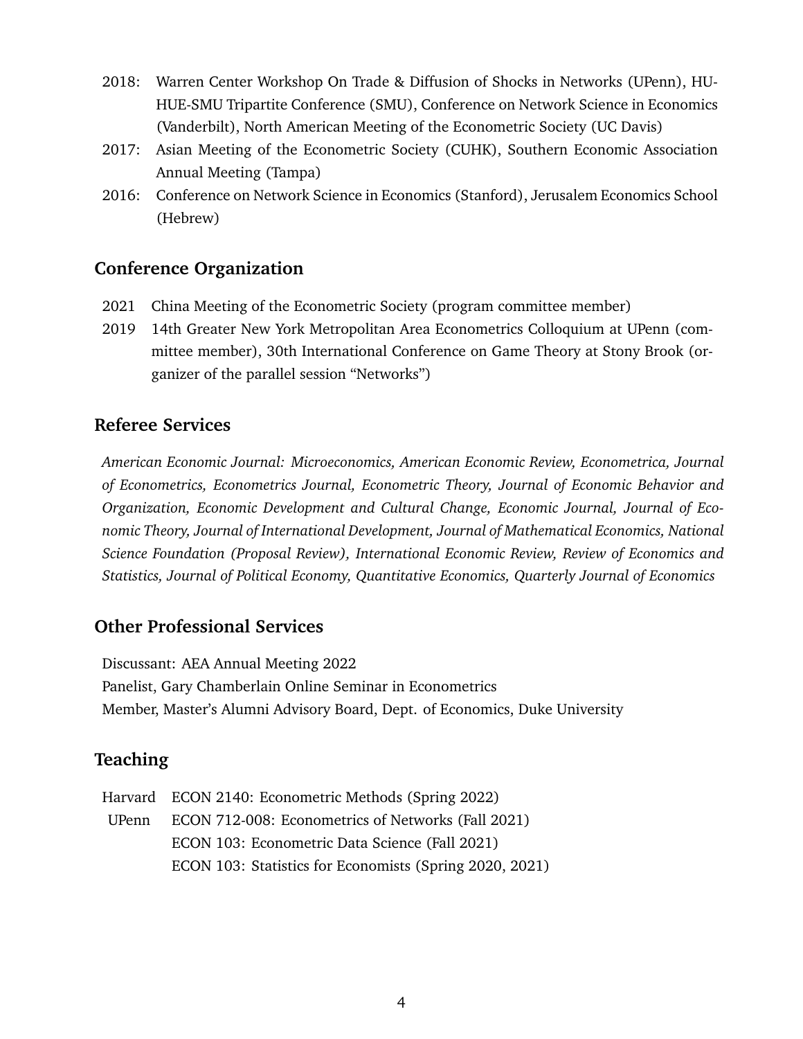- 2018: Warren Center Workshop On Trade & Diffusion of Shocks in Networks (UPenn), HU-HUE-SMU Tripartite Conference (SMU), Conference on Network Science in Economics (Vanderbilt), North American Meeting of the Econometric Society (UC Davis)
- 2017: Asian Meeting of the Econometric Society (CUHK), Southern Economic Association Annual Meeting (Tampa)
- 2016: Conference on Network Science in Economics (Stanford), Jerusalem Economics School (Hebrew)

## Conference Organization

- 2021 China Meeting of the Econometric Society (program committee member)
- 2019 14th Greater New York Metropolitan Area Econometrics Colloquium at UPenn (committee member), 30th International Conference on Game Theory at Stony Brook (organizer of the parallel session "Networks")

## Referee Services

*American Economic Journal: Microeconomics, American Economic Review, Econometrica, Journal of Econometrics, Econometrics Journal, Econometric Theory, Journal of Economic Behavior and Organization, Economic Development and Cultural Change, Economic Journal, Journal of Economic Theory, Journal of International Development, Journal of Mathematical Economics, National Science Foundation (Proposal Review), International Economic Review, Review of Economics and Statistics, Journal of Political Economy, Quantitative Economics, Quarterly Journal of Economics*

## Other Professional Services

Discussant: AEA Annual Meeting 2022
Panelist, Gary Chamberlain Online Seminar in Econometrics
Member, Master's Alumni Advisory Board, Dept. of Economics, Duke University

## Teaching

| | |
|---|---|
| Harvard | ECON 2140: Econometric Methods (Spring 2022) |
| UPenn | ECON 712-008: Econometrics of Networks (Fall 2021) |
| | ECON 103: Econometric Data Science (Fall 2021) |
| | ECON 103: Statistics for Economists (Spring 2020, 2021) |